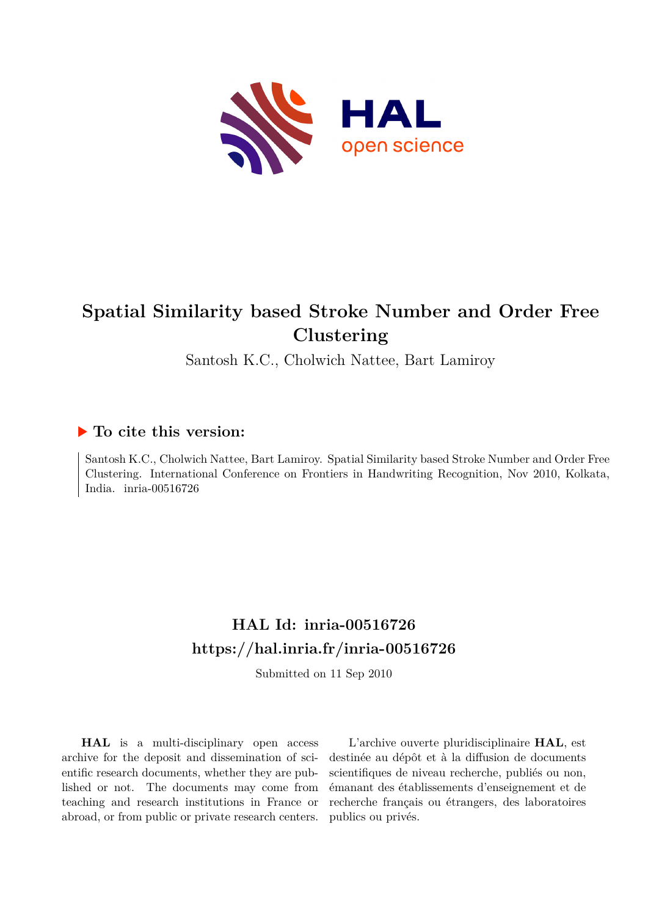# Spatial Similarity based Stroke Number and Order Free Clustering

Santosh K.C., Cholwich Nattee, Bart Lamiroy

## ▶ To cite this version:

Santosh K.C., Cholwich Nattee, Bart Lamiroy. Spatial Similarity based Stroke Number and Order Free Clustering. International Conference on Frontiers in Handwriting Recognition, Nov 2010, Kolkata, India. inria-00516726

## HAL Id: inria-00516726
## https://hal.inria.fr/inria-00516726

Submitted on 11 Sep 2010

**HAL** is a multi-disciplinary open access archive for the deposit and dissemination of scientific research documents, whether they are published or not. The documents may come from teaching and research institutions in France or abroad, or from public or private research centers.

L'archive ouverte pluridisciplinaire **HAL**, est destinée au dépôt et à la diffusion de documents scientifiques de niveau recherche, publiés ou non, émanant des établissements d'enseignement et de recherche français ou étrangers, des laboratoires publics ou privés.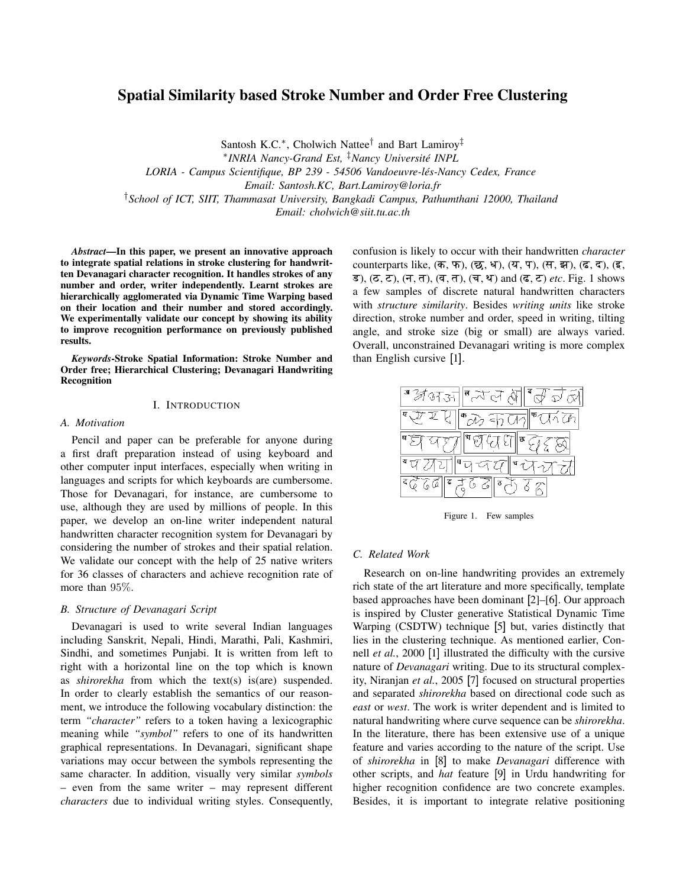# Spatial Similarity based Stroke Number and Order Free Clustering

Santosh K.C.*, Cholwich Nattee† and Bart Lamiroy‡

*INRIA Nancy-Grand Est, ‡Nancy Université INPL*

*LORIA - Campus Scientifique, BP 239 - 54506 Vandoeuvre-lés-Nancy Cedex, France*

*Email: Santosh.KC, Bart.Lamiroy@loria.fr*

†*School of ICT, SIIT, Thammasat University, Bangkadi Campus, Pathumthani 12000, Thailand*

*Email: cholwich@siit.tu.ac.th*

***Abstract*—In this paper, we present an innovative approach to integrate spatial relations in stroke clustering for handwritten Devanagari character recognition. It handles strokes of any number and order, writer independently. Learnt strokes are hierarchically agglomerated via Dynamic Time Warping based on their location and their number and stored accordingly. We experimentally validate our concept by showing its ability to improve recognition performance on previously published results.**

***Keywords*-Stroke Spatial Information: Stroke Number and Order free; Hierarchical Clustering; Devanagari Handwriting Recognition**

## I. Introduction

### A. Motivation

Pencil and paper can be preferable for anyone during a first draft preparation instead of using keyboard and other computer input interfaces, especially when writing in languages and scripts for which keyboards are cumbersome. Those for Devanagari, for instance, are cumbersome to use, although they are used by millions of people. In this paper, we develop an on-line writer independent natural handwritten character recognition system for Devanagari by considering the number of strokes and their spatial relation. We validate our concept with the help of 25 native writers for 36 classes of characters and achieve recognition rate of more than 95%.

### B. Structure of Devanagari Script

Devanagari is used to write several Indian languages including Sanskrit, Nepali, Hindi, Marathi, Pali, Kashmiri, Sindhi, and sometimes Punjabi. It is written from left to right with a horizontal line on the top which is known as *shirorekha* from which the text(s) is(are) suspended. In order to clearly establish the semantics of our reasonment, we introduce the following vocabulary distinction: the term *"character"* refers to a token having a lexicographic meaning while *"symbol"* refers to one of its handwritten graphical representations. In Devanagari, significant shape variations may occur between the symbols representing the same character. In addition, visually very similar *symbols* – even from the same writer – may represent different *characters* due to individual writing styles. Consequently, confusion is likely to occur with their handwritten *character* counterparts like, (क, फ), (छ, ध), (य, प), (स, झ), (ढ, द), (इ, ड), (ठ, ट), (न, त), (व, त), (च, थ) and (ढ, ट) *etc*. Fig. 1 shows a few samples of discrete natural handwritten characters with *structure similarity*. Besides *writing units* like stroke direction, stroke number and order, speed in writing, tilting angle, and stroke size (big or small) are always varied. Overall, unconstrained Devanagari writing is more complex than English cursive [1].

Figure 1. Few samples

### C. Related Work

Research on on-line handwriting provides an extremely rich state of the art literature and more specifically, template based approaches have been dominant [2]–[6]. Our approach is inspired by Cluster generative Statistical Dynamic Time Warping (CSDTW) technique [5] but, varies distinctly that lies in the clustering technique. As mentioned earlier, Connell *et al.*, 2000 [1] illustrated the difficulty with the cursive nature of *Devanagari* writing. Due to its structural complexity, Niranjan *et al.*, 2005 [7] focused on structural properties and separated *shirorekha* based on directional code such as *east* or *west*. The work is writer dependent and is limited to natural handwriting where curve sequence can be *shirorekha*. In the literature, there has been extensive use of a unique feature and varies according to the nature of the script. Use of *shirorekha* in [8] to make *Devanagari* difference with other scripts, and *hat* feature [9] in Urdu handwriting for higher recognition confidence are two concrete examples. Besides, it is important to integrate relative positioning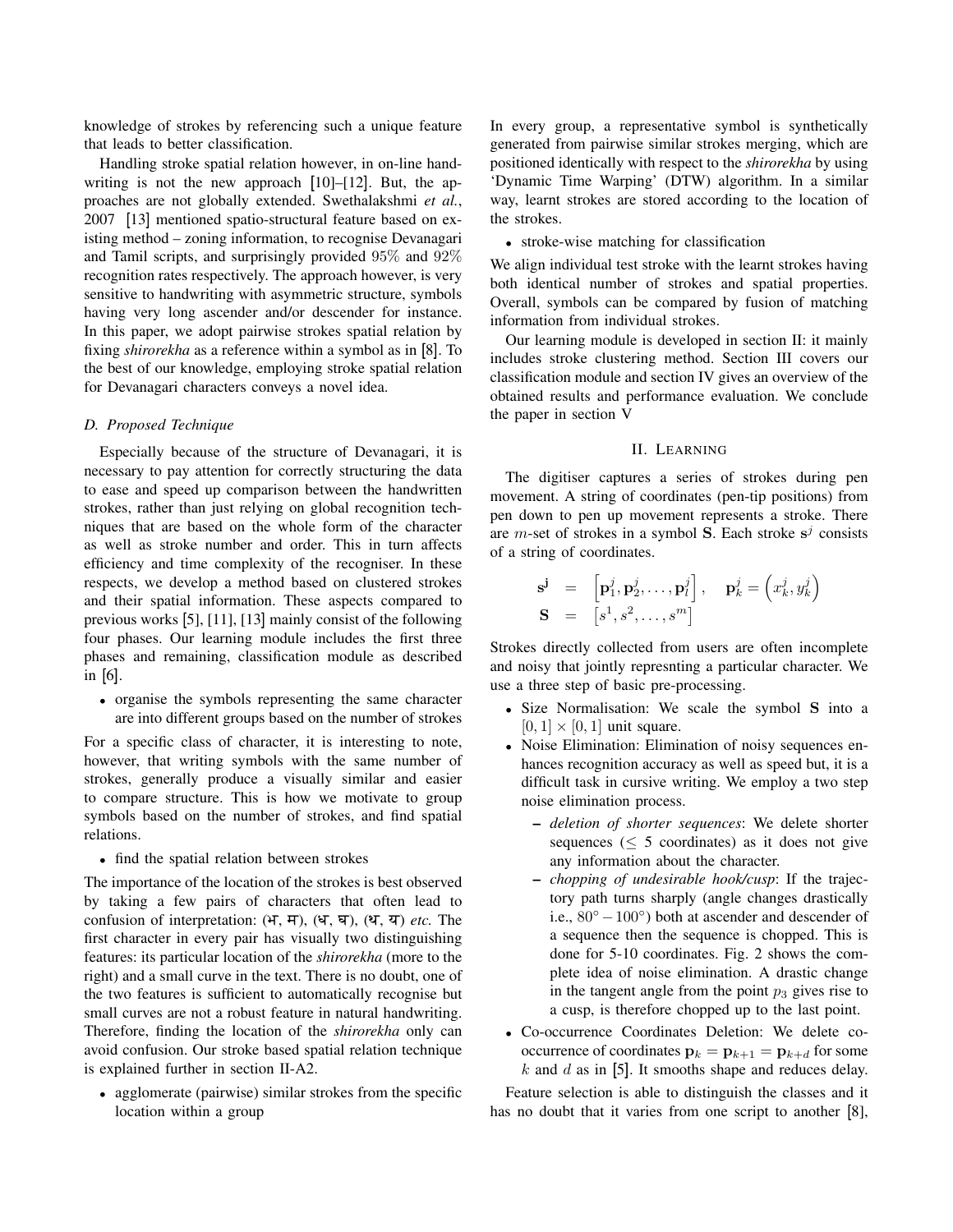knowledge of strokes by referencing such a unique feature that leads to better classification.

Handling stroke spatial relation however, in on-line handwriting is not the new approach [10]–[12]. But, the approaches are not globally extended. Swethalakshmi *et al.*, 2007 [13] mentioned spatio-structural feature based on existing method – zoning information, to recognise Devanagari and Tamil scripts, and surprisingly provided 95% and 92% recognition rates respectively. The approach however, is very sensitive to handwriting with asymmetric structure, symbols having very long ascender and/or descender for instance. In this paper, we adopt pairwise strokes spatial relation by fixing *shirorekha* as a reference within a symbol as in [8]. To the best of our knowledge, employing stroke spatial relation for Devanagari characters conveys a novel idea.

### D. Proposed Technique

Especially because of the structure of Devanagari, it is necessary to pay attention for correctly structuring the data to ease and speed up comparison between the handwritten strokes, rather than just relying on global recognition techniques that are based on the whole form of the character as well as stroke number and order. This in turn affects efficiency and time complexity of the recogniser. In these respects, we develop a method based on clustered strokes and their spatial information. These aspects compared to previous works [5], [11], [13] mainly consist of the following four phases. Our learning module includes the first three phases and remaining, classification module as described in [6].

- organise the symbols representing the same character are into different groups based on the number of strokes

For a specific class of character, it is interesting to note, however, that writing symbols with the same number of strokes, generally produce a visually similar and easier to compare structure. This is how we motivate to group symbols based on the number of strokes, and find spatial relations.

- find the spatial relation between strokes

The importance of the location of the strokes is best observed by taking a few pairs of characters that often lead to confusion of interpretation: (भ, म), (ध, घ), (थ, य) *etc.* The first character in every pair has visually two distinguishing features: its particular location of the *shirorekha* (more to the right) and a small curve in the text. There is no doubt, one of the two features is sufficient to automatically recognise but small curves are not a robust feature in natural handwriting. Therefore, finding the location of the *shirorekha* only can avoid confusion. Our stroke based spatial relation technique is explained further in section II-A2.

- agglomerate (pairwise) similar strokes from the specific location within a group

In every group, a representative symbol is synthetically generated from pairwise similar strokes merging, which are positioned identically with respect to the *shirorekha* by using 'Dynamic Time Warping' (DTW) algorithm. In a similar way, learnt strokes are stored according to the location of the strokes.

- stroke-wise matching for classification

We align individual test stroke with the learnt strokes having both identical number of strokes and spatial properties. Overall, symbols can be compared by fusion of matching information from individual strokes.

Our learning module is developed in section II: it mainly includes stroke clustering method. Section III covers our classification module and section IV gives an overview of the obtained results and performance evaluation. We conclude the paper in section V

## II. Learning

The digitiser captures a series of strokes during pen movement. A string of coordinates (pen-tip positions) from pen down to pen up movement represents a stroke. There are $m$-set of strokes in a symbol $\mathbf{S}$. Each stroke $\mathbf{s}^j$ consists of a string of coordinates.

$$
\begin{aligned}
\mathbf{s^j} &= \left[\mathbf{p}_1^j, \mathbf{p}_2^j, \ldots, \mathbf{p}_l^j\right], \quad \mathbf{p}_k^j = \left(x_k^j, y_k^j\right) \\
\mathbf{S} &= \left[s^1, s^2, \ldots, s^m\right]
\end{aligned}
$$

Strokes directly collected from users are often incomplete and noisy that jointly represnting a particular character. We use a three step of basic pre-processing.

- Size Normalisation: We scale the symbol $\mathbf{S}$ into a $[0,1] \times [0,1]$ unit square.
- Noise Elimination: Elimination of noisy sequences enhances recognition accuracy as well as speed but, it is a difficult task in cursive writing. We employ a two step noise elimination process.
  - *deletion of shorter sequences*: We delete shorter sequences ($\leq$ 5 coordinates) as it does not give any information about the character.
  - *chopping of undesirable hook/cusp*: If the trajectory path turns sharply (angle changes drastically i.e., $80^\circ - 100^\circ$) both at ascender and descender of a sequence then the sequence is chopped. This is done for 5-10 coordinates. Fig. 2 shows the complete idea of noise elimination. A drastic change in the tangent angle from the point $p_3$ gives rise to a cusp, is therefore chopped up to the last point.
- Co-occurrence Coordinates Deletion: We delete co-occurrence of coordinates $\mathbf{p}_k = \mathbf{p}_{k+1} = \mathbf{p}_{k+d}$ for some $k$ and $d$ as in [5]. It smooths shape and reduces delay.

Feature selection is able to distinguish the classes and it has no doubt that it varies from one script to another [8],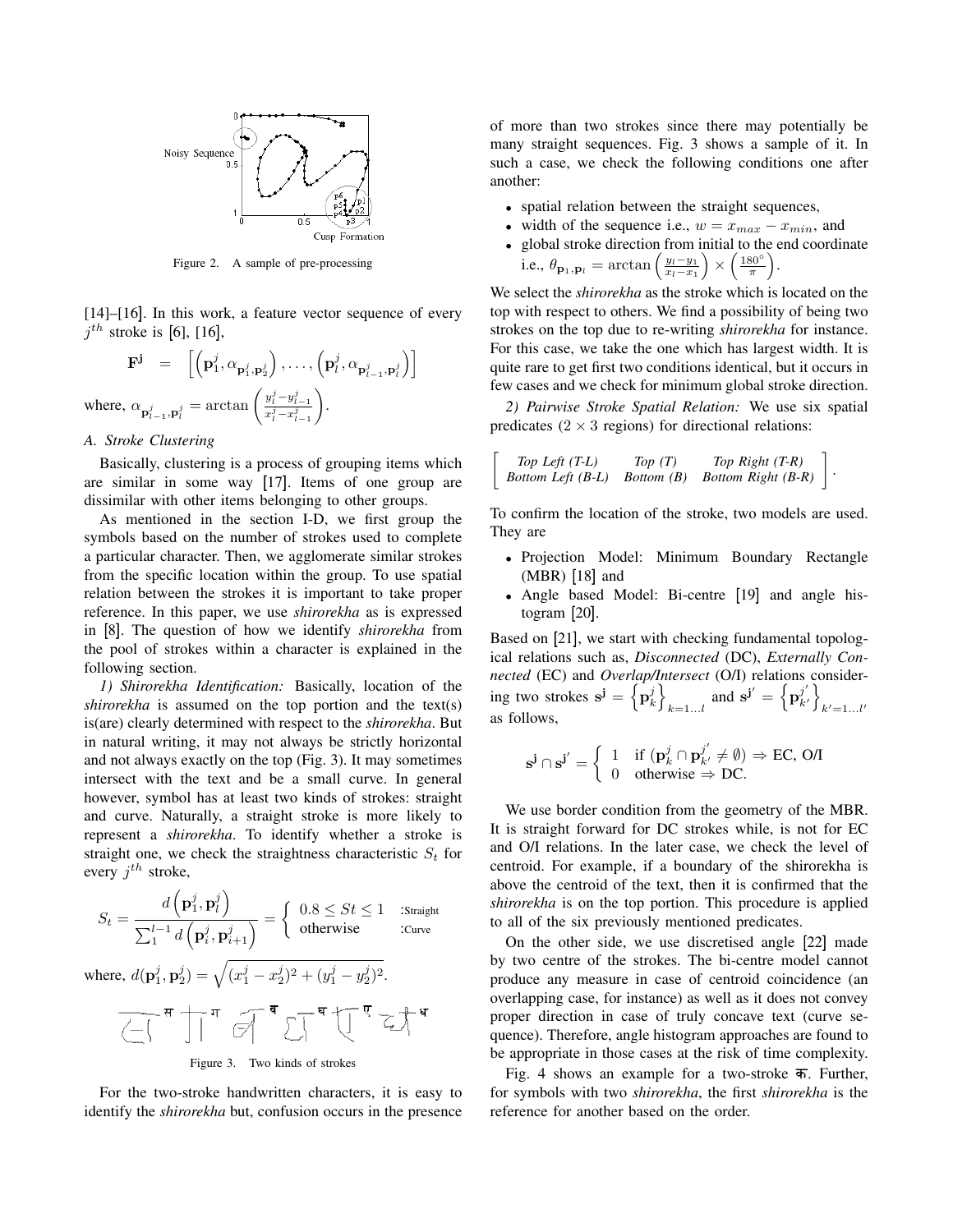Figure 2. A sample of pre-processing

[14]–[16]. In this work, a feature vector sequence of every $j^{th}$ stroke is [6], [16],

$$\mathbf{F^j} = \left[\left(\mathbf{p}_1^j, \alpha_{\mathbf{p}_1^j,\mathbf{p}_2^j}\right), \ldots, \left(\mathbf{p}_l^j, \alpha_{\mathbf{p}_{l-1}^j,\mathbf{p}_l^j}\right)\right]$$

where, $\alpha_{\mathbf{p}_{l-1}^j,\mathbf{p}_l^j} = \arctan\left(\frac{y_l^j - y_{l-1}^j}{x_l^j - x_{l-1}^j}\right)$.

### A. Stroke Clustering

Basically, clustering is a process of grouping items which are similar in some way [17]. Items of one group are dissimilar with other items belonging to other groups.

As mentioned in the section I-D, we first group the symbols based on the number of strokes used to complete a particular character. Then, we agglomerate similar strokes from the specific location within the group. To use spatial relation between the strokes it is important to take proper reference. In this paper, we use *shirorekha* as is expressed in [8]. The question of how we identify *shirorekha* from the pool of strokes within a character is explained in the following section.

*1) Shirorekha Identification:* Basically, location of the *shirorekha* is assumed on the top portion and the text(s) is(are) clearly determined with respect to the *shirorekha*. But in natural writing, it may not always be strictly horizontal and not always exactly on the top (Fig. 3). It may sometimes intersect with the text and be a small curve. In general however, symbol has at least two kinds of strokes: straight and curve. Naturally, a straight stroke is more likely to represent a *shirorekha*. To identify whether a stroke is straight one, we check the straightness characteristic $S_t$ for every $j^{th}$ stroke,

$$S_t = \frac{d\left(\mathbf{p}_1^j, \mathbf{p}_l^j\right)}{\sum_1^{l-1} d\left(\mathbf{p}_i^j, \mathbf{p}_{i+1}^j\right)} = \begin{cases} 0.8 \leq St \leq 1 & \text{:Straight} \\ \text{otherwise} & \text{:Curve} \end{cases}$$

where, $d(\mathbf{p}_1^j, \mathbf{p}_2^j) = \sqrt{(x_1^j - x_2^j)^2 + (y_1^j - y_2^j)^2}$.

Figure 3. Two kinds of strokes

For the two-stroke handwritten characters, it is easy to identify the *shirorekha* but, confusion occurs in the presence of more than two strokes since there may potentially be many straight sequences. Fig. 3 shows a sample of it. In such a case, we check the following conditions one after another:

- spatial relation between the straight sequences,
- width of the sequence i.e., $w = x_{max} - x_{min}$, and
- global stroke direction from initial to the end coordinate i.e., $\theta_{\mathbf{p}_1,\mathbf{p}_l} = \arctan\left(\frac{y_l - y_1}{x_l - x_1}\right) \times \left(\frac{180^\circ}{\pi}\right)$.

We select the *shirorekha* as the stroke which is located on the top with respect to others. We find a possibility of being two strokes on the top due to re-writing *shirorekha* for instance. For this case, we take the one which has largest width. It is quite rare to get first two conditions identical, but it occurs in few cases and we check for minimum global stroke direction.

*2) Pairwise Stroke Spatial Relation:* We use six spatial predicates ($2 \times 3$ regions) for directional relations:

$$\left[\begin{array}{ccc} \textit{Top Left (T-L)} & \textit{Top (T)} & \textit{Top Right (T-R)} \\ \textit{Bottom Left (B-L)} & \textit{Bottom (B)} & \textit{Bottom Right (B-R)} \end{array}\right].$$

To confirm the location of the stroke, two models are used. They are

- Projection Model: Minimum Boundary Rectangle (MBR) [18] and
- Angle based Model: Bi-centre [19] and angle histogram [20].

Based on [21], we start with checking fundamental topological relations such as, *Disconnected* (DC), *Externally Connected* (EC) and *Overlap/Intersect* (O/I) relations considering two strokes $\mathbf{s^j} = \left\{\mathbf{p}_k^j\right\}_{k=1\ldots l}$ and $\mathbf{s^{j'}} = \left\{\mathbf{p}_{k'}^{j'}\right\}_{k'=1\ldots l'}$ as follows,

$$\mathbf{s^j} \cap \mathbf{s^{j'}} = \begin{cases} 1 & \text{if } (\mathbf{p}_k^j \cap \mathbf{p}_{k'}^{j'} \neq \emptyset) \Rightarrow \text{EC, O/I} \\ 0 & \text{otherwise} \Rightarrow \text{DC}. \end{cases}$$

We use border condition from the geometry of the MBR. It is straight forward for DC strokes while, is not for EC and O/I relations. In the later case, we check the level of centroid. For example, if a boundary of the shirorekha is above the centroid of the text, then it is confirmed that the *shirorekha* is on the top portion. This procedure is applied to all of the six previously mentioned predicates.

On the other side, we use discretised angle [22] made by two centre of the strokes. The bi-centre model cannot produce any measure in case of centroid coincidence (an overlapping case, for instance) as well as it does not convey proper direction in case of truly concave text (curve sequence). Therefore, angle histogram approaches are found to be appropriate in those cases at the risk of time complexity.

Fig. 4 shows an example for a two-stroke क. Further, for symbols with two *shirorekha*, the first *shirorekha* is the reference for another based on the order.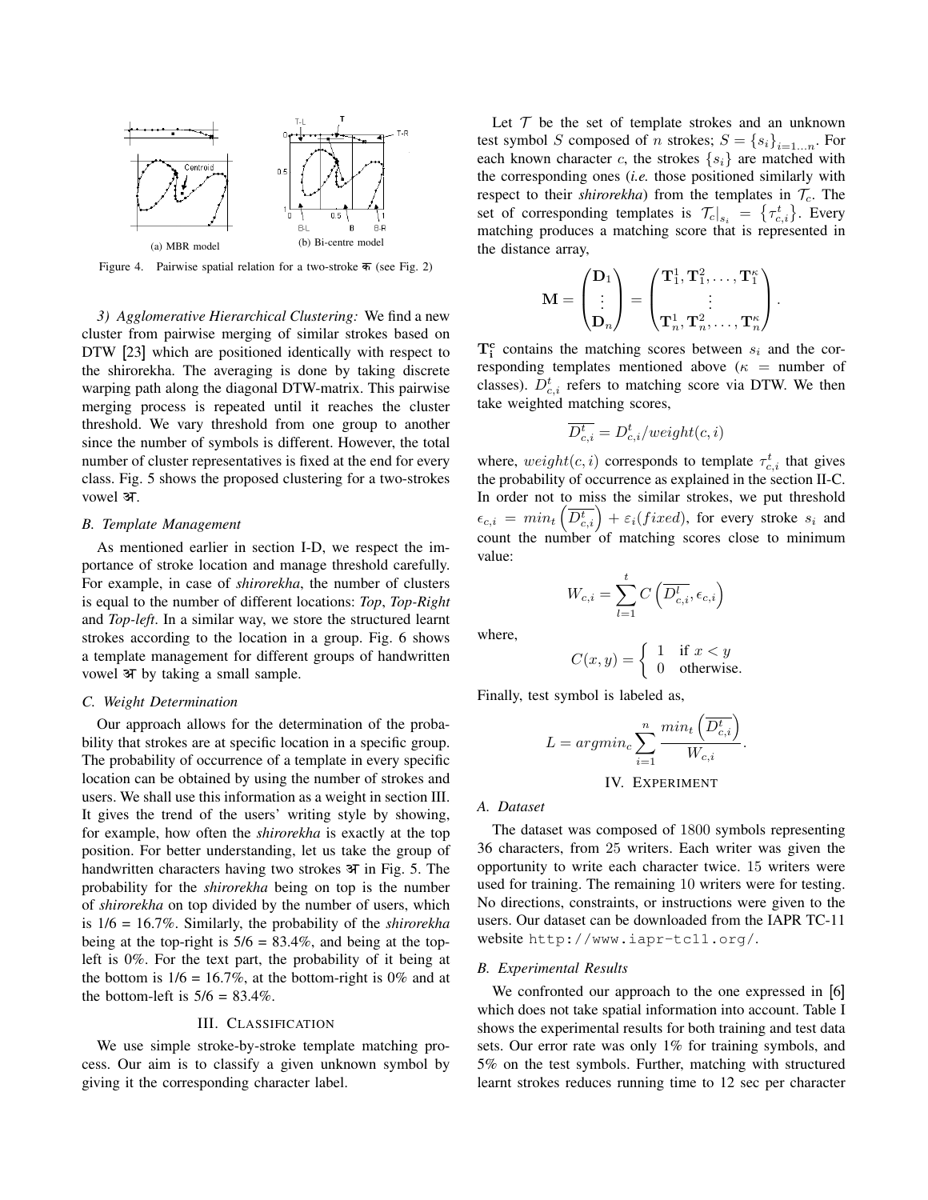Figure 4. Pairwise spatial relation for a two-stroke क (see Fig. 2)

(a) MBR model

(b) Bi-centre model

*3) Agglomerative Hierarchical Clustering:* We find a new cluster from pairwise merging of similar strokes based on DTW [23] which are positioned identically with respect to the shirorekha. The averaging is done by taking discrete warping path along the diagonal DTW-matrix. This pairwise merging process is repeated until it reaches the cluster threshold. We vary threshold from one group to another since the number of symbols is different. However, the total number of cluster representatives is fixed at the end for every class. Fig. 5 shows the proposed clustering for a two-strokes vowel अ.

### B. Template Management

As mentioned earlier in section I-D, we respect the importance of stroke location and manage threshold carefully. For example, in case of *shirorekha*, the number of clusters is equal to the number of different locations: *Top*, *Top-Right* and *Top-left*. In a similar way, we store the structured learnt strokes according to the location in a group. Fig. 6 shows a template management for different groups of handwritten vowel अ by taking a small sample.

### C. Weight Determination

Our approach allows for the determination of the probability that strokes are at specific location in a specific group. The probability of occurrence of a template in every specific location can be obtained by using the number of strokes and users. We shall use this information as a weight in section III. It gives the trend of the users' writing style by showing, for example, how often the *shirorekha* is exactly at the top position. For better understanding, let us take the group of handwritten characters having two strokes अ in Fig. 5. The probability for the *shirorekha* being on top is the number of *shirorekha* on top divided by the number of users, which is 1/6 = 16.7%. Similarly, the probability of the *shirorekha* being at the top-right is 5/6 = 83.4%, and being at the top-left is 0%. For the text part, the probability of it being at the bottom is 1/6 = 16.7%, at the bottom-right is 0% and at the bottom-left is 5/6 = 83.4%.

## III. Classification

We use simple stroke-by-stroke template matching process. Our aim is to classify a given unknown symbol by giving it the corresponding character label.

Let $\mathcal{T}$ be the set of template strokes and an unknown test symbol $S$ composed of $n$ strokes; $S = \{s_i\}_{i=1\dots n}$. For each known character $c$, the strokes $\{s_i\}$ are matched with the corresponding ones (*i.e.* those positioned similarly with respect to their *shirorekha*) from the templates in $\mathcal{T}_c$. The set of corresponding templates is $\mathcal{T}_c|_{s_i} = \{\tau^t_{c,i}\}$. Every matching produces a matching score that is represented in the distance array,

$$\mathbf{M} = \begin{pmatrix} \mathbf{D}_1 \\ \vdots \\ \mathbf{D}_n \end{pmatrix} = \begin{pmatrix} \mathbf{T}^1_1, \mathbf{T}^2_1, \dots, \mathbf{T}^\kappa_1 \\ \vdots \\ \mathbf{T}^1_n, \mathbf{T}^2_n, \dots, \mathbf{T}^\kappa_n \end{pmatrix}.$$

$\mathbf{T}^\mathbf{c}_\mathbf{i}$ contains the matching scores between $s_i$ and the corresponding templates mentioned above ($\kappa$ = number of classes). $D^t_{c,i}$ refers to matching score via DTW. We then take weighted matching scores,

$$\overline{D^t_{c,i}} = D^t_{c,i}/weight(c,i)$$

where, $weight(c,i)$ corresponds to template $\tau^t_{c,i}$ that gives the probability of occurrence as explained in the section II-C. In order not to miss the similar strokes, we put threshold $\epsilon_{c,i} = min_t\left(\overline{D^t_{c,i}}\right) + \varepsilon_i(fixed)$, for every stroke $s_i$ and count the number of matching scores close to minimum value:

$$W_{c,i} = \sum_{l=1}^{t} C\left(\overline{D^l_{c,i}}, \epsilon_{c,i}\right)$$

where,

$$C(x,y) = \begin{cases} 1 & \text{if } x < y \\ 0 & \text{otherwise.} \end{cases}$$

Finally, test symbol is labeled as,

$$L = argmin_c \sum_{i=1}^{n} \frac{min_t\left(\overline{D^t_{c,i}}\right)}{W_{c,i}}.$$

## IV. Experiment

### A. Dataset

The dataset was composed of 1800 symbols representing 36 characters, from 25 writers. Each writer was given the opportunity to write each character twice. 15 writers were used for training. The remaining 10 writers were for testing. No directions, constraints, or instructions were given to the users. Our dataset can be downloaded from the IAPR TC-11 website `http://www.iapr-tc11.org/`.

### B. Experimental Results

We confronted our approach to the one expressed in [6] which does not take spatial information into account. Table I shows the experimental results for both training and test data sets. Our error rate was only 1% for training symbols, and 5% on the test symbols. Further, matching with structured learnt strokes reduces running time to 12 sec per character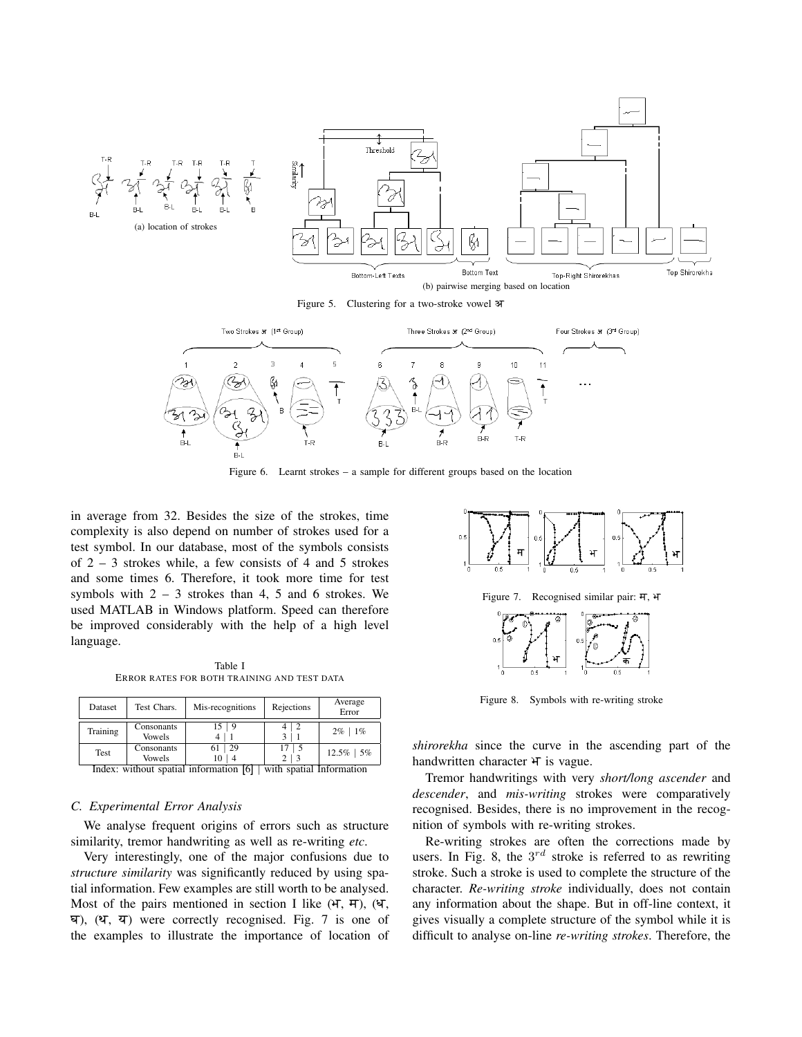Figure 5. Clustering for a two-stroke vowel अ

Figure 6. Learnt strokes – a sample for different groups based on the location

in average from 32. Besides the size of the strokes, time complexity is also depend on number of strokes used for a test symbol. In our database, most of the symbols consists of 2 – 3 strokes while, a few consists of 4 and 5 strokes and some times 6. Therefore, it took more time for test symbols with 2 – 3 strokes than 4, 5 and 6 strokes. We used MATLAB in Windows platform. Speed can therefore be improved considerably with the help of a high level language.

Table I
ERROR RATES FOR BOTH TRAINING AND TEST DATA

| Dataset | Test Chars. | Mis-recognitions | Rejections | Average Error |
|---|---|---|---|---|
| Training | Consonants | 15 \| 9 | 4 \| 2 | 2% \| 1% |
| | Vowels | 4 \| 1 | 3 \| 1 | |
| Test | Consonants | 61 \| 29 | 17 \| 5 | 12.5% \| 5% |
| | Vowels | 10 \| 4 | 2 \| 3 | |

Index: without spatial information [6] | with spatial Information

### C. Experimental Error Analysis

We analyse frequent origins of errors such as structure similarity, tremor handwriting as well as re-writing *etc*.

Very interestingly, one of the major confusions due to *structure similarity* was significantly reduced by using spatial information. Few examples are still worth to be analysed. Most of the pairs mentioned in section I like (भ, म), (ध, घ), (थ, य) were correctly recognised. Fig. 7 is one of the examples to illustrate the importance of location of *shirorekha* since the curve in the ascending part of the handwritten character भ is vague.

Figure 7. Recognised similar pair: म, भ

Figure 8. Symbols with re-writing stroke

Tremor handwritings with very *short/long ascender* and *descender*, and *mis-writing* strokes were comparatively recognised. Besides, there is no improvement in the recognition of symbols with re-writing strokes.

Re-writing strokes are often the corrections made by users. In Fig. 8, the $3^{rd}$ stroke is referred to as rewriting stroke. Such a stroke is used to complete the structure of the character. *Re-writing stroke* individually, does not contain any information about the shape. But in off-line context, it gives visually a complete structure of the symbol while it is difficult to analyse on-line *re-writing strokes*. Therefore, the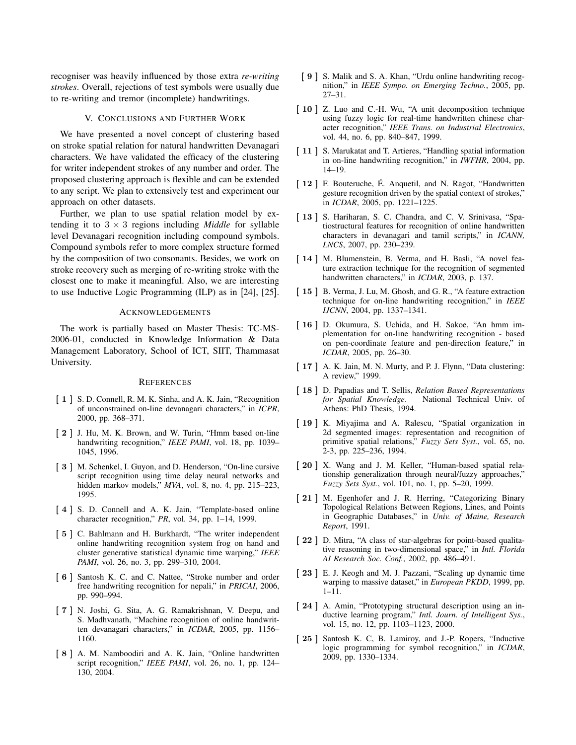recogniser was heavily influenced by those extra *re-writing strokes*. Overall, rejections of test symbols were usually due to re-writing and tremor (incomplete) handwritings.

## V. Conclusions and Further Work

We have presented a novel concept of clustering based on stroke spatial relation for natural handwritten Devanagari characters. We have validated the efficacy of the clustering for writer independent strokes of any number and order. The proposed clustering approach is flexible and can be extended to any script. We plan to extensively test and experiment our approach on other datasets.

Further, we plan to use spatial relation model by extending it to $3 \times 3$ regions including *Middle* for syllable level Devanagari recognition including compound symbols. Compound symbols refer to more complex structure formed by the composition of two consonants. Besides, we work on stroke recovery such as merging of re-writing stroke with the closest one to make it meaningful. Also, we are interesting to use Inductive Logic Programming (ILP) as in [24], [25].

## Acknowledgements

The work is partially based on Master Thesis: TC-MS-2006-01, conducted in Knowledge Information & Data Management Laboratory, School of ICT, SIIT, Thammasat University.

## References

[ 1 ] S. D. Connell, R. M. K. Sinha, and A. K. Jain, "Recognition of unconstrained on-line devanagari characters," in *ICPR*, 2000, pp. 368–371.

[ 2 ] J. Hu, M. K. Brown, and W. Turin, "Hmm based on-line handwriting recognition," *IEEE PAMI*, vol. 18, pp. 1039–1045, 1996.

[ 3 ] M. Schenkel, I. Guyon, and D. Henderson, "On-line cursive script recognition using time delay neural networks and hidden markov models," *MVA*, vol. 8, no. 4, pp. 215–223, 1995.

[ 4 ] S. D. Connell and A. K. Jain, "Template-based online character recognition," *PR*, vol. 34, pp. 1–14, 1999.

[ 5 ] C. Bahlmann and H. Burkhardt, "The writer independent online handwriting recognition system frog on hand and cluster generative statistical dynamic time warping," *IEEE PAMI*, vol. 26, no. 3, pp. 299–310, 2004.

[ 6 ] Santosh K. C. and C. Nattee, "Stroke number and order free handwriting recognition for nepali," in *PRICAI*, 2006, pp. 990–994.

[ 7 ] N. Joshi, G. Sita, A. G. Ramakrishnan, V. Deepu, and S. Madhvanath, "Machine recognition of online handwritten devanagari characters," in *ICDAR*, 2005, pp. 1156–1160.

[ 8 ] A. M. Namboodiri and A. K. Jain, "Online handwritten script recognition," *IEEE PAMI*, vol. 26, no. 1, pp. 124–130, 2004.

[ 9 ] S. Malik and S. A. Khan, "Urdu online handwriting recognition," in *IEEE Sympo. on Emerging Techno.*, 2005, pp. 27–31.

[ 10 ] Z. Luo and C.-H. Wu, "A unit decomposition technique using fuzzy logic for real-time handwritten chinese character recognition," *IEEE Trans. on Industrial Electronics*, vol. 44, no. 6, pp. 840–847, 1999.

[ 11 ] S. Marukatat and T. Artieres, "Handling spatial information in on-line handwriting recognition," in *IWFHR*, 2004, pp. 14–19.

[ 12 ] F. Bouteruche, É. Anquetil, and N. Ragot, "Handwritten gesture recognition driven by the spatial context of strokes," in *ICDAR*, 2005, pp. 1221–1225.

[ 13 ] S. Hariharan, S. C. Chandra, and C. V. Srinivasa, "Spatiostructural features for recognition of online handwritten characters in devanagari and tamil scripts," in *ICANN, LNCS*, 2007, pp. 230–239.

[ 14 ] M. Blumenstein, B. Verma, and H. Basli, "A novel feature extraction technique for the recognition of segmented handwritten characters," in *ICDAR*, 2003, p. 137.

[ 15 ] B. Verma, J. Lu, M. Ghosh, and G. R., "A feature extraction technique for on-line handwriting recognition," in *IEEE IJCNN*, 2004, pp. 1337–1341.

[ 16 ] D. Okumura, S. Uchida, and H. Sakoe, "An hmm implementation for on-line handwriting recognition - based on pen-coordinate feature and pen-direction feature," in *ICDAR*, 2005, pp. 26–30.

[ 17 ] A. K. Jain, M. N. Murty, and P. J. Flynn, "Data clustering: A review," 1999.

[ 18 ] D. Papadias and T. Sellis, *Relation Based Representations for Spatial Knowledge*. National Technical Univ. of Athens: PhD Thesis, 1994.

[ 19 ] K. Miyajima and A. Ralescu, "Spatial organization in 2d segmented images: representation and recognition of primitive spatial relations," *Fuzzy Sets Syst.*, vol. 65, no. 2-3, pp. 225–236, 1994.

[ 20 ] X. Wang and J. M. Keller, "Human-based spatial relationship generalization through neural/fuzzy approaches," *Fuzzy Sets Syst.*, vol. 101, no. 1, pp. 5–20, 1999.

[ 21 ] M. Egenhofer and J. R. Herring, "Categorizing Binary Topological Relations Between Regions, Lines, and Points in Geographic Databases," in *Univ. of Maine, Research Report*, 1991.

[ 22 ] D. Mitra, "A class of star-algebras for point-based qualitative reasoning in two-dimensional space," in *Intl. Florida AI Research Soc. Conf.*, 2002, pp. 486–491.

[ 23 ] E. J. Keogh and M. J. Pazzani, "Scaling up dynamic time warping to massive dataset," in *European PKDD*, 1999, pp. 1–11.

[ 24 ] A. Amin, "Prototyping structural description using an inductive learning program," *Intl. Journ. of Intelligent Sys.*, vol. 15, no. 12, pp. 1103–1123, 2000.

[ 25 ] Santosh K. C, B. Lamiroy, and J.-P. Ropers, "Inductive logic programming for symbol recognition," in *ICDAR*, 2009, pp. 1330–1334.